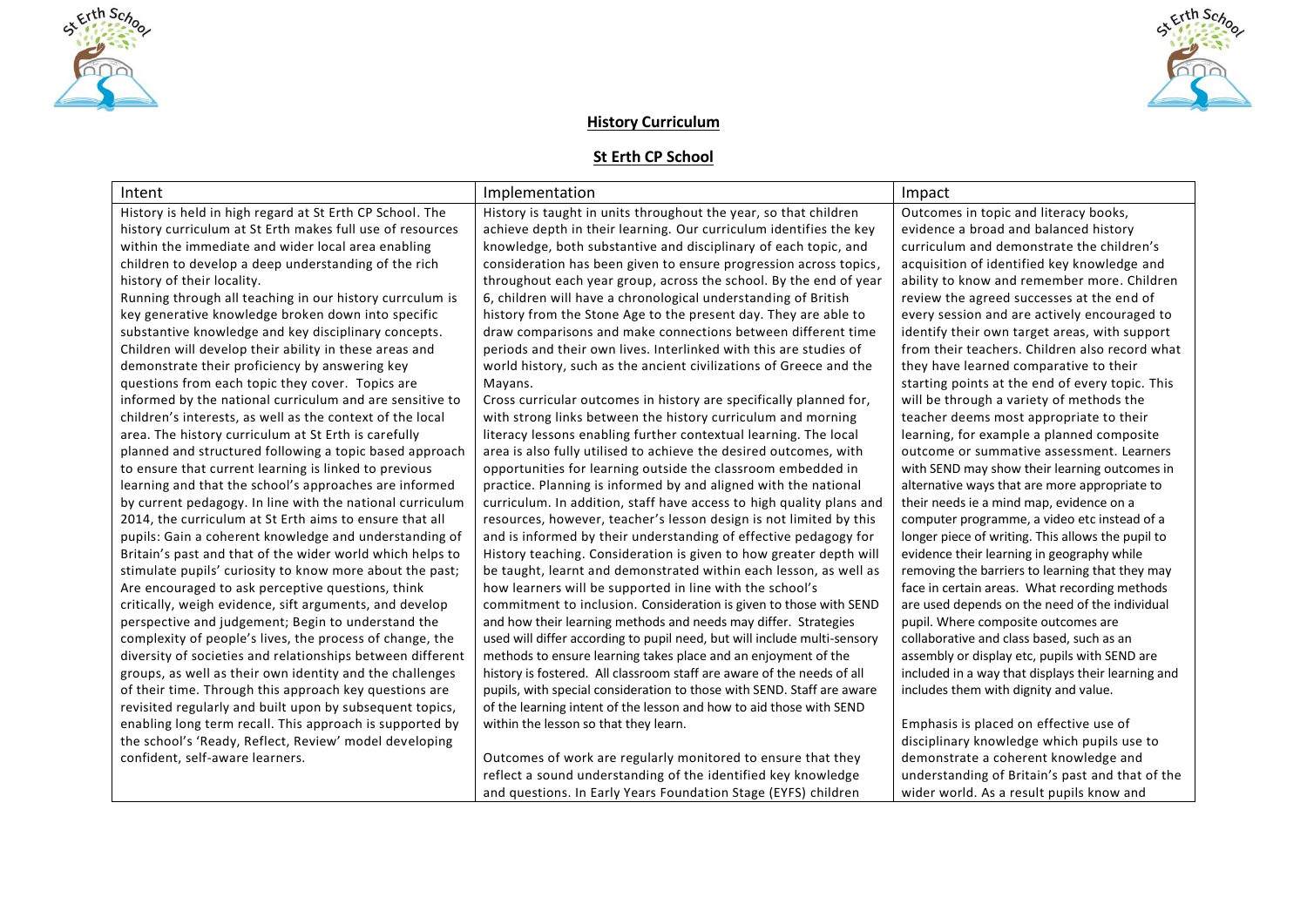## History Curriculum

## St Erth CP School

| Intent | Implementation | Impact |
| --- | --- | --- |
| History is held in high regard at St Erth CP School. The history curriculum at St Erth makes full use of resources within the immediate and wider local area enabling children to develop a deep understanding of the rich history of their locality.<br>Running through all teaching in our history currculum is key generative knowledge broken down into specific substantive knowledge and key disciplinary concepts. Children will develop their ability in these areas and demonstrate their proficiency by answering key questions from each topic they cover. Topics are informed by the national curriculum and are sensitive to children's interests, as well as the context of the local area. The history curriculum at St Erth is carefully planned and structured following a topic based approach to ensure that current learning is linked to previous learning and that the school's approaches are informed by current pedagogy. In line with the national curriculum 2014, the curriculum at St Erth aims to ensure that all pupils: Gain a coherent knowledge and understanding of Britain's past and that of the wider world which helps to stimulate pupils' curiosity to know more about the past; Are encouraged to ask perceptive questions, think critically, weigh evidence, sift arguments, and develop perspective and judgement; Begin to understand the complexity of people's lives, the process of change, the diversity of societies and relationships between different groups, as well as their own identity and the challenges of their time. Through this approach key questions are revisited regularly and built upon by subsequent topics, enabling long term recall. This approach is supported by the school's 'Ready, Reflect, Review' model developing confident, self-aware learners. | History is taught in units throughout the year, so that children achieve depth in their learning. Our curriculum identifies the key knowledge, both substantive and disciplinary of each topic, and consideration has been given to ensure progression across topics, throughout each year group, across the school. By the end of year 6, children will have a chronological understanding of British history from the Stone Age to the present day. They are able to draw comparisons and make connections between different time periods and their own lives. Interlinked with this are studies of world history, such as the ancient civilizations of Greece and the Mayans.<br>Cross curricular outcomes in history are specifically planned for, with strong links between the history curriculum and morning literacy lessons enabling further contextual learning. The local area is also fully utilised to achieve the desired outcomes, with opportunities for learning outside the classroom embedded in practice. Planning is informed by and aligned with the national curriculum. In addition, staff have access to high quality plans and resources, however, teacher's lesson design is not limited by this and is informed by their understanding of effective pedagogy for History teaching. Consideration is given to how greater depth will be taught, learnt and demonstrated within each lesson, as well as how learners will be supported in line with the school's commitment to inclusion. Consideration is given to those with SEND and how their learning methods and needs may differ. Strategies used will differ according to pupil need, but will include multi-sensory methods to ensure learning takes place and an enjoyment of the history is fostered. All classroom staff are aware of the needs of all pupils, with special consideration to those with SEND. Staff are aware of the learning intent of the lesson and how to aid those with SEND within the lesson so that they learn.<br><br>Outcomes of work are regularly monitored to ensure that they reflect a sound understanding of the identified key knowledge and questions. In Early Years Foundation Stage (EYFS) children | Outcomes in topic and literacy books, evidence a broad and balanced history curriculum and demonstrate the children's acquisition of identified key knowledge and ability to know and remember more. Children review the agreed successes at the end of every session and are actively encouraged to identify their own target areas, with support from their teachers. Children also record what they have learned comparative to their starting points at the end of every topic. This will be through a variety of methods the teacher deems most appropriate to their learning, for example a planned composite outcome or summative assessment. Learners with SEND may show their learning outcomes in alternative ways that are more appropriate to their needs ie a mind map, evidence on a computer programme, a video etc instead of a longer piece of writing. This allows the pupil to evidence their learning in geography while removing the barriers to learning that they may face in certain areas. What recording methods are used depends on the need of the individual pupil. Where composite outcomes are collaborative and class based, such as an assembly or display etc, pupils with SEND are included in a way that displays their learning and includes them with dignity and value.<br><br>Emphasis is placed on effective use of disciplinary knowledge which pupils use to demonstrate a coherent knowledge and understanding of Britain's past and that of the wider world. As a result pupils know and |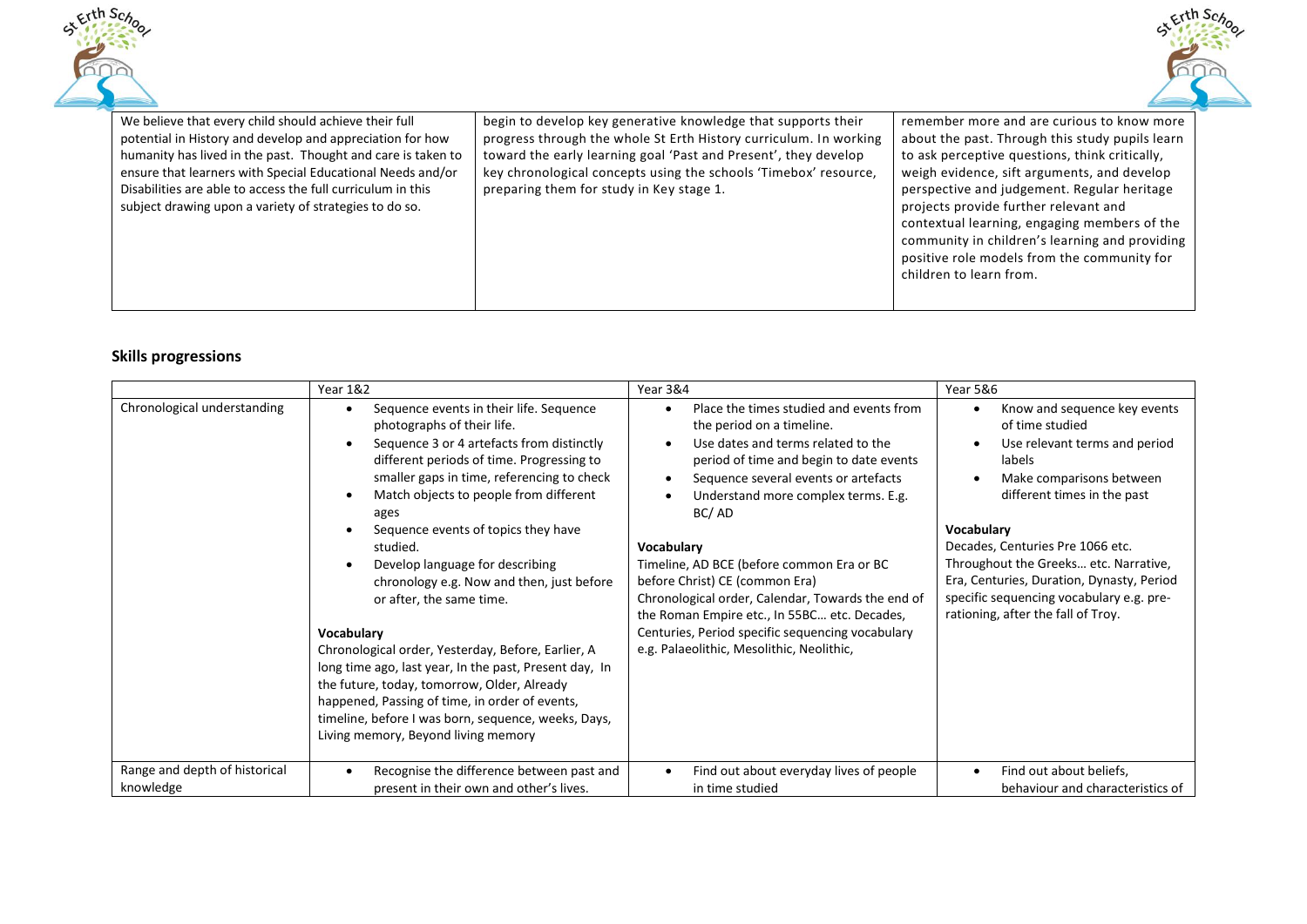| | | |
|---|---|---|
| We believe that every child should achieve their full potential in History and develop and appreciation for how humanity has lived in the past. Thought and care is taken to ensure that learners with Special Educational Needs and/or Disabilities are able to access the full curriculum in this subject drawing upon a variety of strategies to do so. | begin to develop key generative knowledge that supports their progress through the whole St Erth History curriculum. In working toward the early learning goal 'Past and Present', they develop key chronological concepts using the schools 'Timebox' resource, preparing them for study in Key stage 1. | remember more and are curious to know more about the past. Through this study pupils learn to ask perceptive questions, think critically, weigh evidence, sift arguments, and develop perspective and judgement. Regular heritage projects provide further relevant and contextual learning, engaging members of the community in children's learning and providing positive role models from the community for children to learn from. |

## Skills progressions

| | Year 1&2 | Year 3&4 | Year 5&6 |
|---|---|---|---|
| Chronological understanding | • Sequence events in their life. Sequence photographs of their life.<br>• Sequence 3 or 4 artefacts from distinctly different periods of time. Progressing to smaller gaps in time, referencing to check<br>• Match objects to people from different ages<br>• Sequence events of topics they have studied.<br>• Develop language for describing chronology e.g. Now and then, just before or after, the same time.<br><br>**Vocabulary**<br>Chronological order, Yesterday, Before, Earlier, A long time ago, last year, In the past, Present day, In the future, today, tomorrow, Older, Already happened, Passing of time, in order of events, timeline, before I was born, sequence, weeks, Days, Living memory, Beyond living memory | • Place the times studied and events from the period on a timeline.<br>• Use dates and terms related to the period of time and begin to date events<br>• Sequence several events or artefacts<br>• Understand more complex terms. E.g. BC/ AD<br><br>**Vocabulary**<br>Timeline, AD BCE (before common Era or BC before Christ) CE (common Era)<br>Chronological order, Calendar, Towards the end of the Roman Empire etc., In 55BC… etc. Decades, Centuries, Period specific sequencing vocabulary e.g. Palaeolithic, Mesolithic, Neolithic, | • Know and sequence key events of time studied<br>• Use relevant terms and period labels<br>• Make comparisons between different times in the past<br><br>**Vocabulary**<br>Decades, Centuries Pre 1066 etc. Throughout the Greeks… etc. Narrative, Era, Centuries, Duration, Dynasty, Period specific sequencing vocabulary e.g. pre-rationing, after the fall of Troy. |
| Range and depth of historical knowledge | • Recognise the difference between past and present in their own and other's lives. | • Find out about everyday lives of people in time studied | • Find out about beliefs, behaviour and characteristics of |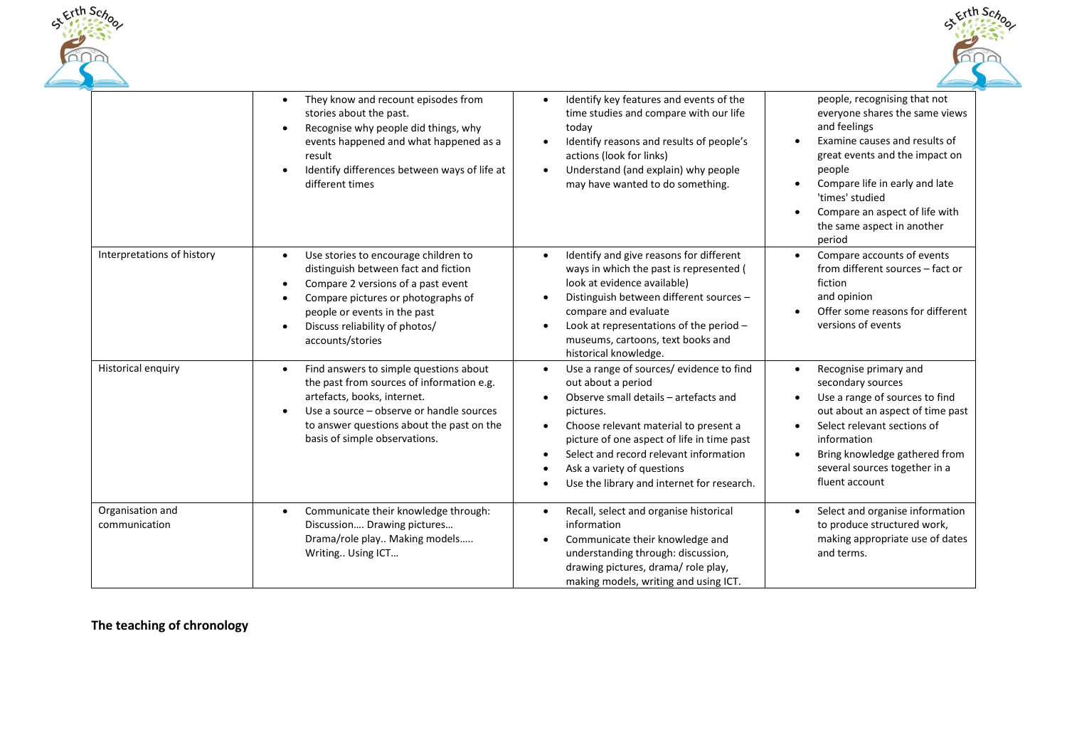| | | | |
|---|---|---|---|
| | • They know and recount episodes from stories about the past.<br>• Recognise why people did things, why events happened and what happened as a result<br>• Identify differences between ways of life at different times | • Identify key features and events of the time studies and compare with our life today<br>• Identify reasons and results of people's actions (look for links)<br>• Understand (and explain) why people may have wanted to do something. | people, recognising that not everyone shares the same views and feelings<br>• Examine causes and results of great events and the impact on people<br>• Compare life in early and late 'times' studied<br>• Compare an aspect of life with the same aspect in another period |
| Interpretations of history | • Use stories to encourage children to distinguish between fact and fiction<br>• Compare 2 versions of a past event<br>• Compare pictures or photographs of people or events in the past<br>• Discuss reliability of photos/ accounts/stories | • Identify and give reasons for different ways in which the past is represented ( look at evidence available)<br>• Distinguish between different sources – compare and evaluate<br>• Look at representations of the period – museums, cartoons, text books and historical knowledge. | • Compare accounts of events from different sources – fact or fiction and opinion<br>• Offer some reasons for different versions of events |
| Historical enquiry | • Find answers to simple questions about the past from sources of information e.g. artefacts, books, internet.<br>• Use a source – observe or handle sources to answer questions about the past on the basis of simple observations. | • Use a range of sources/ evidence to find out about a period<br>• Observe small details – artefacts and pictures.<br>• Choose relevant material to present a picture of one aspect of life in time past<br>• Select and record relevant information<br>• Ask a variety of questions<br>• Use the library and internet for research. | • Recognise primary and secondary sources<br>• Use a range of sources to find out about an aspect of time past<br>• Select relevant sections of information<br>• Bring knowledge gathered from several sources together in a fluent account |
| Organisation and communication | • Communicate their knowledge through: Discussion…. Drawing pictures… Drama/role play.. Making models….. Writing.. Using ICT… | • Recall, select and organise historical information<br>• Communicate their knowledge and understanding through: discussion, drawing pictures, drama/ role play, making models, writing and using ICT. | • Select and organise information to produce structured work, making appropriate use of dates and terms. |

**The teaching of chronology**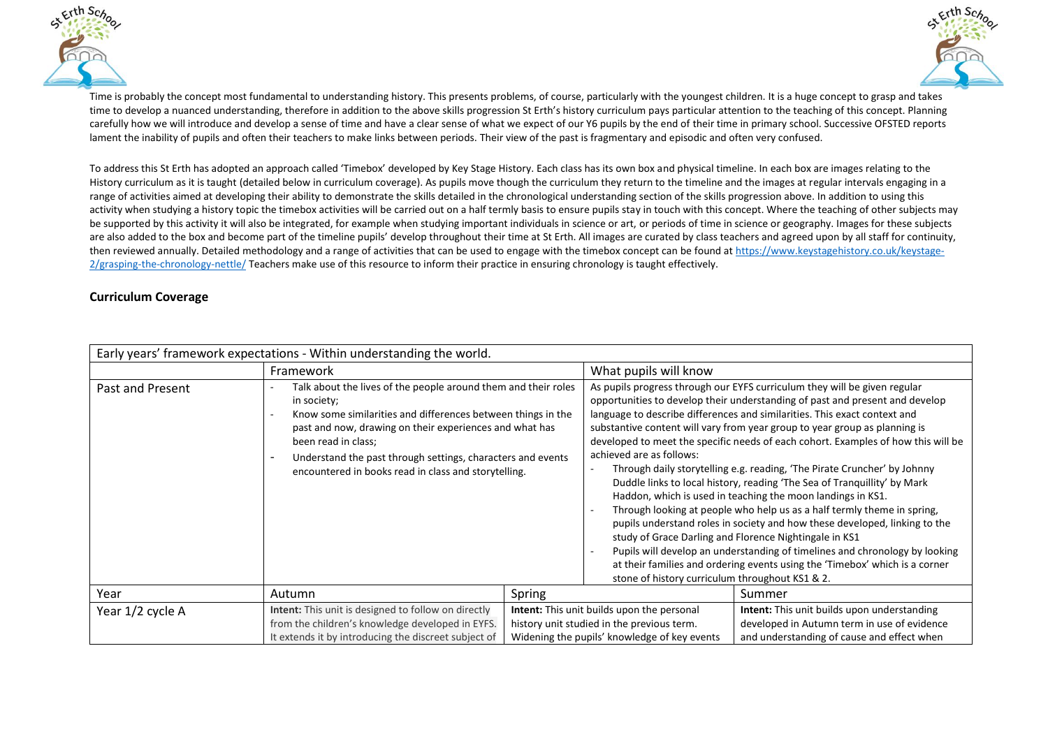Time is probably the concept most fundamental to understanding history. This presents problems, of course, particularly with the youngest children. It is a huge concept to grasp and takes time to develop a nuanced understanding, therefore in addition to the above skills progression St Erth's history curriculum pays particular attention to the teaching of this concept. Planning carefully how we will introduce and develop a sense of time and have a clear sense of what we expect of our Y6 pupils by the end of their time in primary school. Successive OFSTED reports lament the inability of pupils and often their teachers to make links between periods. Their view of the past is fragmentary and episodic and often very confused.

To address this St Erth has adopted an approach called 'Timebox' developed by Key Stage History. Each class has its own box and physical timeline. In each box are images relating to the History curriculum as it is taught (detailed below in curriculum coverage). As pupils move though the curriculum they return to the timeline and the images at regular intervals engaging in a range of activities aimed at developing their ability to demonstrate the skills detailed in the chronological understanding section of the skills progression above. In addition to using this activity when studying a history topic the timebox activities will be carried out on a half termly basis to ensure pupils stay in touch with this concept. Where the teaching of other subjects may be supported by this activity it will also be integrated, for example when studying important individuals in science or art, or periods of time in science or geography. Images for these subjects are also added to the box and become part of the timeline pupils' develop throughout their time at St Erth. All images are curated by class teachers and agreed upon by all staff for continuity, then reviewed annually. Detailed methodology and a range of activities that can be used to engage with the timebox concept can be found at [https://www.keystagehistory.co.uk/keystage-2/grasping-the-chronology-nettle/](https://www.keystagehistory.co.uk/keystage-2/grasping-the-chronology-nettle/) Teachers make use of this resource to inform their practice in ensuring chronology is taught effectively.

**Curriculum Coverage**

| Early years' framework expectations - Within understanding the world. | | | |
|---|---|---|---|
| | Framework | | What pupils will know |
| Past and Present | - Talk about the lives of the people around them and their roles in society;<br>- Know some similarities and differences between things in the past and now, drawing on their experiences and what has been read in class;<br>- Understand the past through settings, characters and events encountered in books read in class and storytelling. | | As pupils progress through our EYFS curriculum they will be given regular opportunities to develop their understanding of past and present and develop language to describe differences and similarities. This exact context and substantive content will vary from year group to year group as planning is developed to meet the specific needs of each cohort. Examples of how this will be achieved are as follows:<br>- Through daily storytelling e.g. reading, 'The Pirate Cruncher' by Johnny Duddle links to local history, reading 'The Sea of Tranquillity' by Mark Haddon, which is used in teaching the moon landings in KS1.<br>- Through looking at people who help us as a half termly theme in spring, pupils understand roles in society and how these developed, linking to the study of Grace Darling and Florence Nightingale in KS1<br>- Pupils will develop an understanding of timelines and chronology by looking at their families and ordering events using the 'Timebox' which is a corner stone of history curriculum throughout KS1 & 2. |
| Year | Autumn | Spring | Summer |
| Year 1/2 cycle A | **Intent:** This unit is designed to follow on directly from the children's knowledge developed in EYFS. It extends it by introducing the discreet subject of | **Intent:** This unit builds upon the personal history unit studied in the previous term. Widening the pupils' knowledge of key events | **Intent:** This unit builds upon understanding developed in Autumn term in use of evidence and understanding of cause and effect when |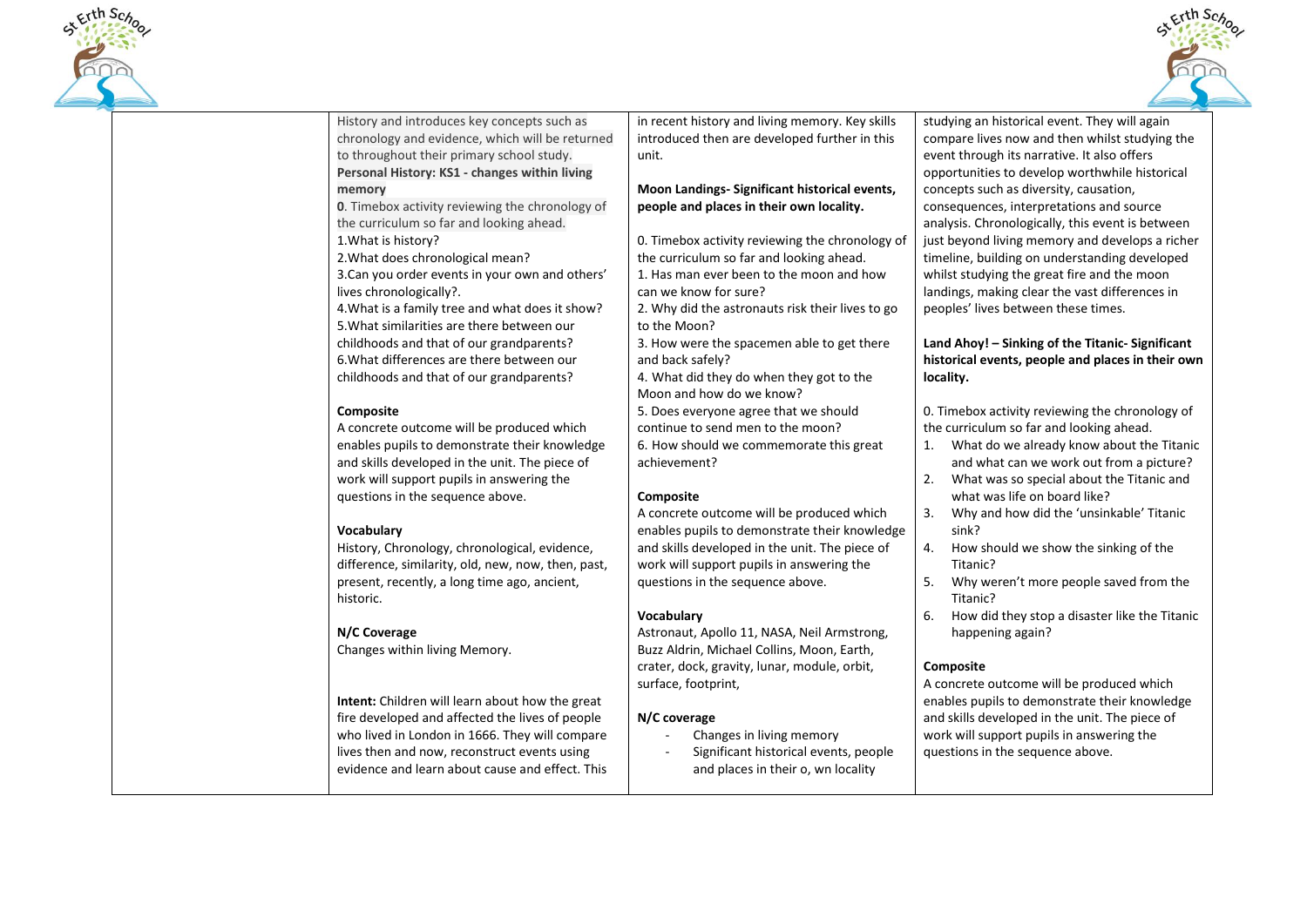| | | | |
|---|---|---|---|
| | History and introduces key concepts such as chronology and evidence, which will be returned to throughout their primary school study.<br>**Personal History: KS1 - changes within living memory**<br>**0**. Timebox activity reviewing the chronology of the curriculum so far and looking ahead.<br>1.What is history?<br>2.What does chronological mean?<br>3.Can you order events in your own and others' lives chronologically?.<br>4.What is a family tree and what does it show?<br>5.What similarities are there between our childhoods and that of our grandparents?<br>6.What differences are there between our childhoods and that of our grandparents?<br><br>**Composite**<br>A concrete outcome will be produced which enables pupils to demonstrate their knowledge and skills developed in the unit. The piece of work will support pupils in answering the questions in the sequence above.<br><br>**Vocabulary**<br>History, Chronology, chronological, evidence, difference, similarity, old, new, now, then, past, present, recently, a long time ago, ancient, historic.<br><br>**N/C Coverage**<br>Changes within living Memory.<br><br>**Intent:** Children will learn about how the great fire developed and affected the lives of people who lived in London in 1666. They will compare lives then and now, reconstruct events using evidence and learn about cause and effect. This | in recent history and living memory. Key skills introduced then are developed further in this unit.<br><br>**Moon Landings- Significant historical events, people and places in their own locality.**<br><br>0. Timebox activity reviewing the chronology of the curriculum so far and looking ahead.<br>1. Has man ever been to the moon and how can we know for sure?<br>2. Why did the astronauts risk their lives to go to the Moon?<br>3. How were the spacemen able to get there and back safely?<br>4. What did they do when they got to the Moon and how do we know?<br>5. Does everyone agree that we should continue to send men to the moon?<br>6. How should we commemorate this great achievement?<br><br>**Composite**<br>A concrete outcome will be produced which enables pupils to demonstrate their knowledge and skills developed in the unit. The piece of work will support pupils in answering the questions in the sequence above.<br><br>**Vocabulary**<br>Astronaut, Apollo 11, NASA, Neil Armstrong, Buzz Aldrin, Michael Collins, Moon, Earth, crater, dock, gravity, lunar, module, orbit, surface, footprint,<br><br>**N/C coverage**<br>- Changes in living memory<br>- Significant historical events, people and places in their o, wn locality | studying an historical event. They will again compare lives now and then whilst studying the event through its narrative. It also offers opportunities to develop worthwhile historical concepts such as diversity, causation, consequences, interpretations and source analysis. Chronologically, this event is between just beyond living memory and develops a richer timeline, building on understanding developed whilst studying the great fire and the moon landings, making clear the vast differences in peoples' lives between these times.<br><br>**Land Ahoy! – Sinking of the Titanic- Significant historical events, people and places in their own locality.**<br><br>0. Timebox activity reviewing the chronology of the curriculum so far and looking ahead.<br>1. What do we already know about the Titanic and what can we work out from a picture?<br>2. What was so special about the Titanic and what was life on board like?<br>3. Why and how did the 'unsinkable' Titanic sink?<br>4. How should we show the sinking of the Titanic?<br>5. Why weren't more people saved from the Titanic?<br>6. How did they stop a disaster like the Titanic happening again?<br><br>**Composite**<br>A concrete outcome will be produced which enables pupils to demonstrate their knowledge and skills developed in the unit. The piece of work will support pupils in answering the questions in the sequence above. |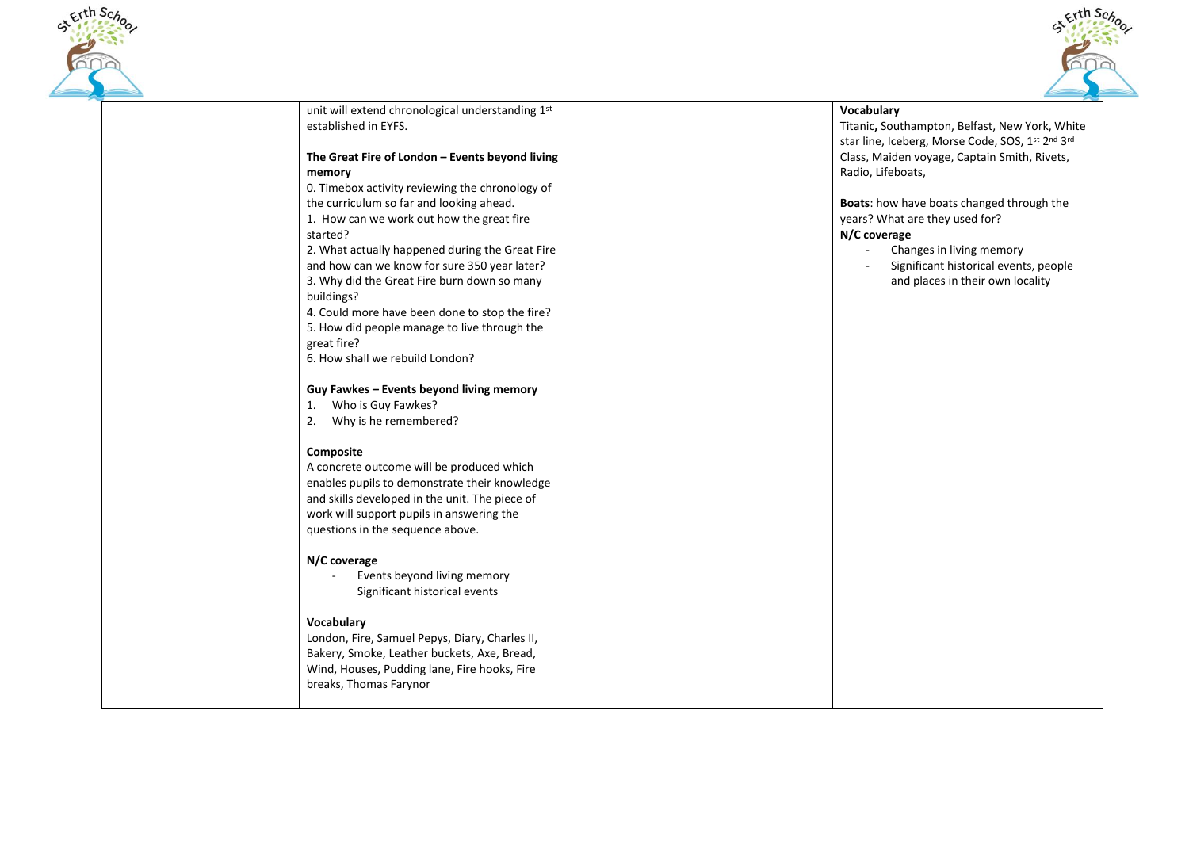| | | | |
|---|---|---|---|
| | unit will extend chronological understanding 1st established in EYFS.<br><br>**The Great Fire of London – Events beyond living memory**<br>0. Timebox activity reviewing the chronology of the curriculum so far and looking ahead.<br>1. How can we work out how the great fire started?<br>2. What actually happened during the Great Fire and how can we know for sure 350 year later?<br>3. Why did the Great Fire burn down so many buildings?<br>4. Could more have been done to stop the fire?<br>5. How did people manage to live through the great fire?<br>6. How shall we rebuild London?<br><br>**Guy Fawkes – Events beyond living memory**<br>1. Who is Guy Fawkes?<br>2. Why is he remembered?<br><br>**Composite**<br>A concrete outcome will be produced which enables pupils to demonstrate their knowledge and skills developed in the unit. The piece of work will support pupils in answering the questions in the sequence above.<br><br>**N/C coverage**<br>- Events beyond living memory<br>Significant historical events<br><br>**Vocabulary**<br>London, Fire, Samuel Pepys, Diary, Charles II, Bakery, Smoke, Leather buckets, Axe, Bread, Wind, Houses, Pudding lane, Fire hooks, Fire breaks, Thomas Farynor | | **Vocabulary**<br>Titanic**,** Southampton, Belfast, New York, White star line, Iceberg, Morse Code, SOS, 1st 2nd 3rd Class, Maiden voyage, Captain Smith, Rivets, Radio, Lifeboats,<br><br>**Boats**: how have boats changed through the years? What are they used for?<br>**N/C coverage**<br>- Changes in living memory<br>- Significant historical events, people and places in their own locality |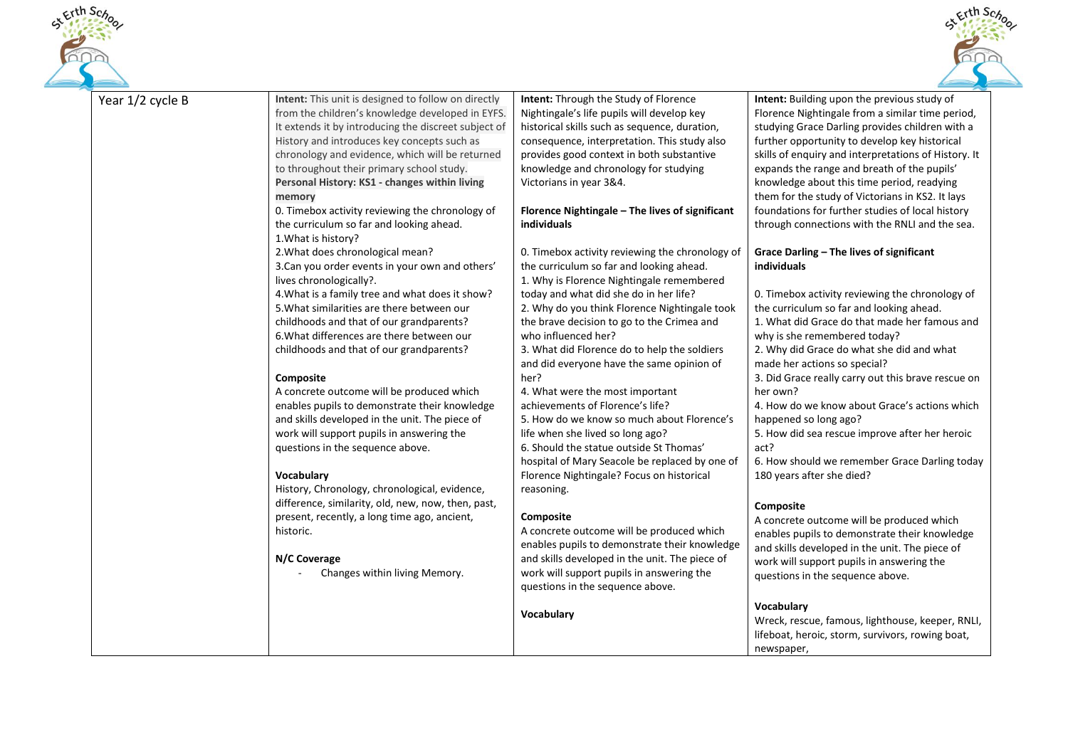| Year 1/2 cycle B | **Intent:** This unit is designed to follow on directly from the children's knowledge developed in EYFS. It extends it by introducing the discreet subject of History and introduces key concepts such as chronology and evidence, which will be returned to throughout their primary school study.<br>**Personal History: KS1 - changes within living memory**<br>0. Timebox activity reviewing the chronology of the curriculum so far and looking ahead.<br>1.What is history?<br>2.What does chronological mean?<br>3.Can you order events in your own and others' lives chronologically?.<br>4.What is a family tree and what does it show?<br>5.What similarities are there between our childhoods and that of our grandparents?<br>6.What differences are there between our childhoods and that of our grandparents?<br><br>**Composite**<br>A concrete outcome will be produced which enables pupils to demonstrate their knowledge and skills developed in the unit. The piece of work will support pupils in answering the questions in the sequence above.<br><br>**Vocabulary**<br>History, Chronology, chronological, evidence, difference, similarity, old, new, now, then, past, present, recently, a long time ago, ancient, historic.<br><br>**N/C Coverage**<br>- Changes within living Memory. | **Intent:** Through the Study of Florence Nightingale's life pupils will develop key historical skills such as sequence, duration, consequence, interpretation. This study also provides good context in both substantive knowledge and chronology for studying Victorians in year 3&4.<br><br>**Florence Nightingale – The lives of significant individuals**<br><br>0. Timebox activity reviewing the chronology of the curriculum so far and looking ahead.<br>1. Why is Florence Nightingale remembered today and what did she do in her life?<br>2. Why do you think Florence Nightingale took the brave decision to go to the Crimea and who influenced her?<br>3. What did Florence do to help the soldiers and did everyone have the same opinion of her?<br>4. What were the most important achievements of Florence's life?<br>5. How do we know so much about Florence's life when she lived so long ago?<br>6. Should the statue outside St Thomas' hospital of Mary Seacole be replaced by one of Florence Nightingale? Focus on historical reasoning.<br><br>**Composite**<br>A concrete outcome will be produced which enables pupils to demonstrate their knowledge and skills developed in the unit. The piece of work will support pupils in answering the questions in the sequence above.<br><br>**Vocabulary** | **Intent:** Building upon the previous study of Florence Nightingale from a similar time period, studying Grace Darling provides children with a further opportunity to develop key historical skills of enquiry and interpretations of History. It expands the range and breath of the pupils' knowledge about this time period, readying them for the study of Victorians in KS2. It lays foundations for further studies of local history through connections with the RNLI and the sea.<br><br>**Grace Darling – The lives of significant individuals**<br><br>0. Timebox activity reviewing the chronology of the curriculum so far and looking ahead.<br>1. What did Grace do that made her famous and why is she remembered today?<br>2. Why did Grace do what she did and what made her actions so special?<br>3. Did Grace really carry out this brave rescue on her own?<br>4. How do we know about Grace's actions which happened so long ago?<br>5. How did sea rescue improve after her heroic act?<br>6. How should we remember Grace Darling today 180 years after she died?<br><br>**Composite**<br>A concrete outcome will be produced which enables pupils to demonstrate their knowledge and skills developed in the unit. The piece of work will support pupils in answering the questions in the sequence above.<br><br>**Vocabulary**<br>Wreck, rescue, famous, lighthouse, keeper, RNLI, lifeboat, heroic, storm, survivors, rowing boat, newspaper, |
|---|---|---|---|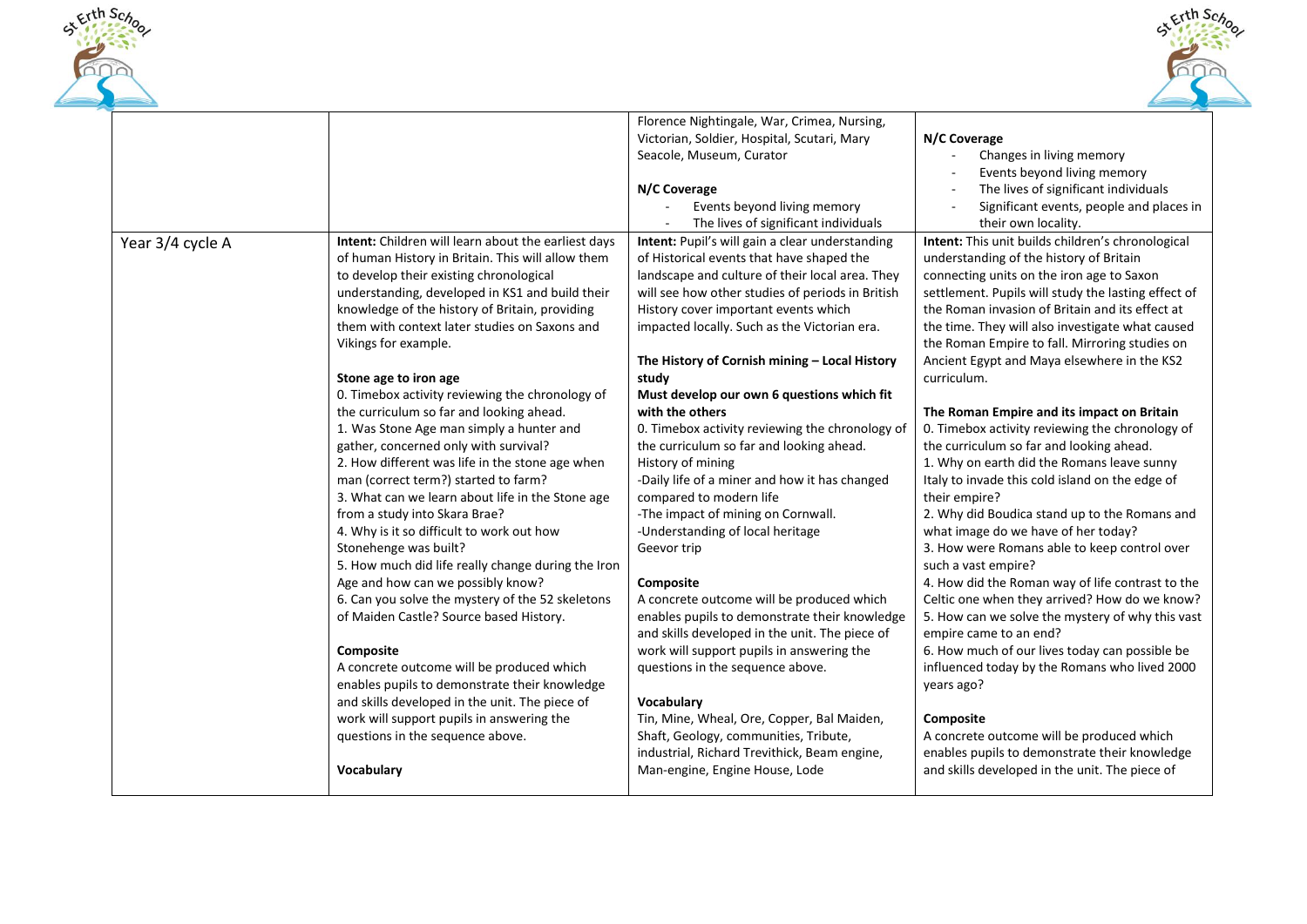| | | | |
|---|---|---|---|
| | | Florence Nightingale, War, Crimea, Nursing, Victorian, Soldier, Hospital, Scutari, Mary Seacole, Museum, Curator<br><br>**N/C Coverage**<br>- Events beyond living memory<br>- The lives of significant individuals | **N/C Coverage**<br>- Changes in living memory<br>- Events beyond living memory<br>- The lives of significant individuals<br>- Significant events, people and places in their own locality. |
| Year 3/4 cycle A | **Intent:** Children will learn about the earliest days of human History in Britain. This will allow them to develop their existing chronological understanding, developed in KS1 and build their knowledge of the history of Britain, providing them with context later studies on Saxons and Vikings for example.<br><br>**Stone age to iron age**<br>0. Timebox activity reviewing the chronology of the curriculum so far and looking ahead.<br>1. Was Stone Age man simply a hunter and gather, concerned only with survival?<br>2. How different was life in the stone age when man (correct term?) started to farm?<br>3. What can we learn about life in the Stone age from a study into Skara Brae?<br>4. Why is it so difficult to work out how Stonehenge was built?<br>5. How much did life really change during the Iron Age and how can we possibly know?<br>6. Can you solve the mystery of the 52 skeletons of Maiden Castle? Source based History.<br><br>**Composite**<br>A concrete outcome will be produced which enables pupils to demonstrate their knowledge and skills developed in the unit. The piece of work will support pupils in answering the questions in the sequence above.<br><br>**Vocabulary** | **Intent:** Pupil's will gain a clear understanding of Historical events that have shaped the landscape and culture of their local area. They will see how other studies of periods in British History cover important events which impacted locally. Such as the Victorian era.<br><br>**The History of Cornish mining – Local History study**<br>**Must develop our own 6 questions which fit with the others**<br>0. Timebox activity reviewing the chronology of the curriculum so far and looking ahead.<br>History of mining<br>-Daily life of a miner and how it has changed compared to modern life<br>-The impact of mining on Cornwall.<br>-Understanding of local heritage<br>Geevor trip<br><br>**Composite**<br>A concrete outcome will be produced which enables pupils to demonstrate their knowledge and skills developed in the unit. The piece of work will support pupils in answering the questions in the sequence above.<br><br>**Vocabulary**<br>Tin, Mine, Wheal, Ore, Copper, Bal Maiden, Shaft, Geology, communities, Tribute, industrial, Richard Trevithick, Beam engine, Man-engine, Engine House, Lode | **Intent:** This unit builds children's chronological understanding of the history of Britain connecting units on the iron age to Saxon settlement. Pupils will study the lasting effect of the Roman invasion of Britain and its effect at the time. They will also investigate what caused the Roman Empire to fall. Mirroring studies on Ancient Egypt and Maya elsewhere in the KS2 curriculum.<br><br>**The Roman Empire and its impact on Britain**<br>0. Timebox activity reviewing the chronology of the curriculum so far and looking ahead.<br>1. Why on earth did the Romans leave sunny Italy to invade this cold island on the edge of their empire?<br>2. Why did Boudica stand up to the Romans and what image do we have of her today?<br>3. How were Romans able to keep control over such a vast empire?<br>4. How did the Roman way of life contrast to the Celtic one when they arrived? How do we know?<br>5. How can we solve the mystery of why this vast empire came to an end?<br>6. How much of our lives today can possible be influenced today by the Romans who lived 2000 years ago?<br><br>**Composite**<br>A concrete outcome will be produced which enables pupils to demonstrate their knowledge and skills developed in the unit. The piece of |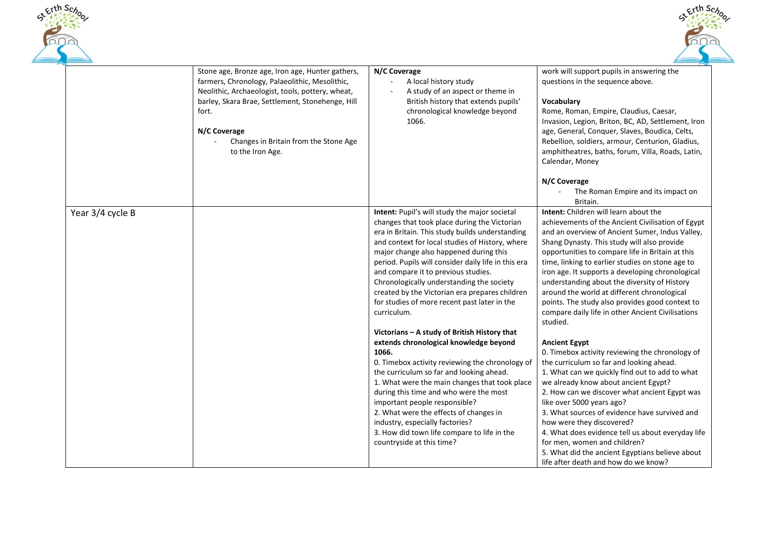| | | | |
|---|---|---|---|
| | Stone age, Bronze age, Iron age, Hunter gathers, farmers, Chronology, Palaeolithic, Mesolithic, Neolithic, Archaeologist, tools, pottery, wheat, barley, Skara Brae, Settlement, Stonehenge, Hill fort.<br><br>**N/C Coverage**<br>- Changes in Britain from the Stone Age to the Iron Age. | **N/C Coverage**<br>- A local history study<br>- A study of an aspect or theme in British history that extends pupils' chronological knowledge beyond 1066. | work will support pupils in answering the questions in the sequence above.<br><br>**Vocabulary**<br>Rome, Roman, Empire, Claudius, Caesar, Invasion, Legion, Briton, BC, AD, Settlement, Iron age, General, Conquer, Slaves, Boudica, Celts, Rebellion, soldiers, armour, Centurion, Gladius, amphitheatres, baths, forum, Villa, Roads, Latin, Calendar, Money<br><br>**N/C Coverage**<br>- The Roman Empire and its impact on Britain. |
| Year 3/4 cycle B | | **Intent:** Pupil's will study the major societal changes that took place during the Victorian era in Britain. This study builds understanding and context for local studies of History, where major change also happened during this period. Pupils will consider daily life in this era and compare it to previous studies. Chronologically understanding the society created by the Victorian era prepares children for studies of more recent past later in the curriculum.<br><br>**Victorians – A study of British History that extends chronological knowledge beyond 1066.**<br>0. Timebox activity reviewing the chronology of the curriculum so far and looking ahead.<br>1. What were the main changes that took place during this time and who were the most important people responsible?<br>2. What were the effects of changes in industry, especially factories?<br>3. How did town life compare to life in the countryside at this time? | **Intent:** Children will learn about the achievements of the Ancient Civilisation of Egypt and an overview of Ancient Sumer, Indus Valley, Shang Dynasty. This study will also provide opportunities to compare life in Britain at this time, linking to earlier studies on stone age to iron age. It supports a developing chronological understanding about the diversity of History around the world at different chronological points. The study also provides good context to compare daily life in other Ancient Civilisations studied.<br><br>**Ancient Egypt**<br>0. Timebox activity reviewing the chronology of the curriculum so far and looking ahead.<br>1. What can we quickly find out to add to what we already know about ancient Egypt?<br>2. How can we discover what ancient Egypt was like over 5000 years ago?<br>3. What sources of evidence have survived and how were they discovered?<br>4. What does evidence tell us about everyday life for men, women and children?<br>5. What did the ancient Egyptians believe about life after death and how do we know? |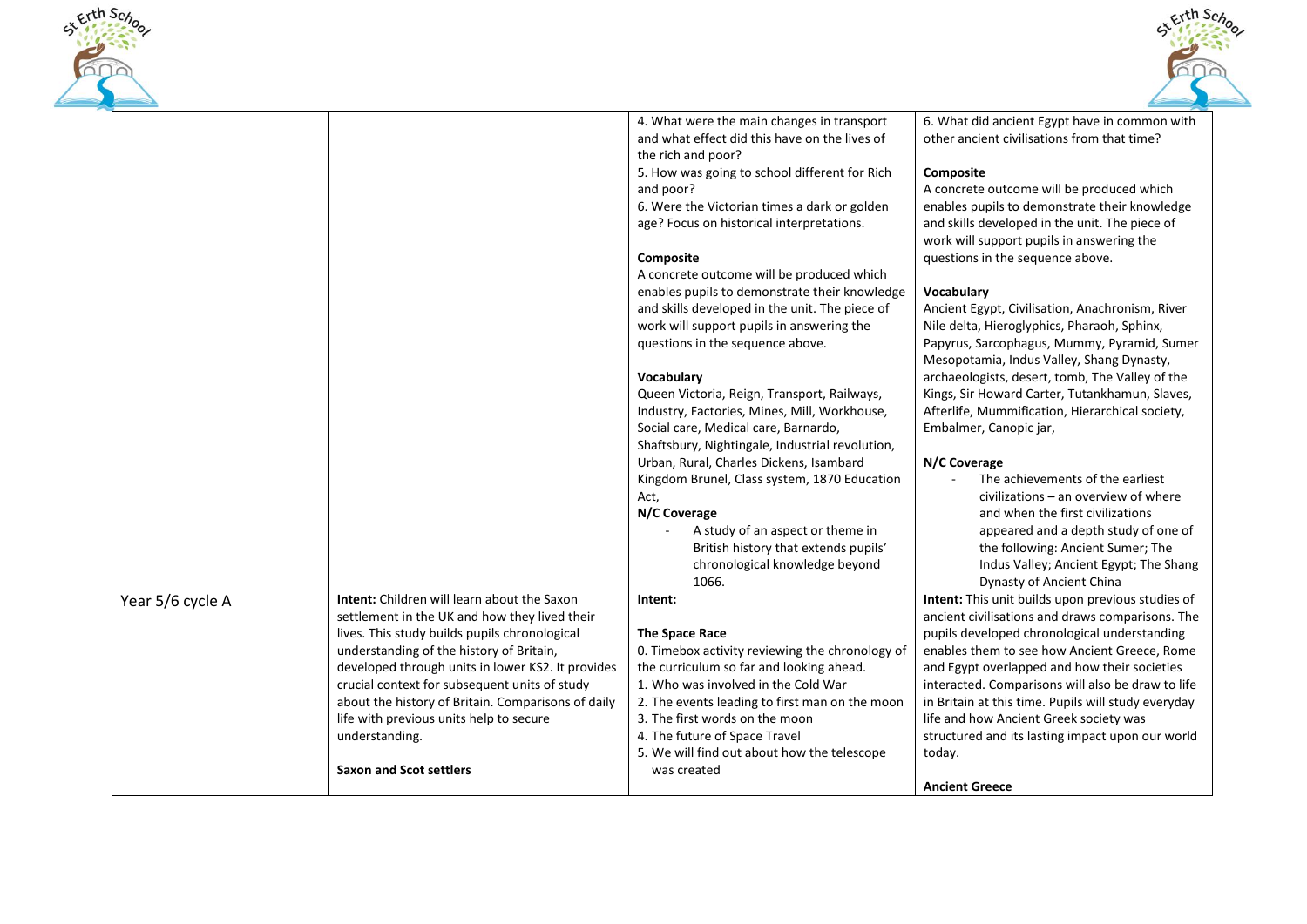| | | | |
|---|---|---|---|
| | | 4. What were the main changes in transport and what effect did this have on the lives of the rich and poor?<br>5. How was going to school different for Rich and poor?<br>6. Were the Victorian times a dark or golden age? Focus on historical interpretations.<br><br>**Composite**<br>A concrete outcome will be produced which enables pupils to demonstrate their knowledge and skills developed in the unit. The piece of work will support pupils in answering the questions in the sequence above.<br><br>**Vocabulary**<br>Queen Victoria, Reign, Transport, Railways, Industry, Factories, Mines, Mill, Workhouse, Social care, Medical care, Barnardo, Shaftsbury, Nightingale, Industrial revolution, Urban, Rural, Charles Dickens, Isambard Kingdom Brunel, Class system, 1870 Education Act,<br>**N/C Coverage**<br>- A study of an aspect or theme in British history that extends pupils' chronological knowledge beyond 1066. | 6. What did ancient Egypt have in common with other ancient civilisations from that time?<br><br>**Composite**<br>A concrete outcome will be produced which enables pupils to demonstrate their knowledge and skills developed in the unit. The piece of work will support pupils in answering the questions in the sequence above.<br><br>**Vocabulary**<br>Ancient Egypt, Civilisation, Anachronism, River Nile delta, Hieroglyphics, Pharaoh, Sphinx, Papyrus, Sarcophagus, Mummy, Pyramid, Sumer Mesopotamia, Indus Valley, Shang Dynasty, archaeologists, desert, tomb, The Valley of the Kings, Sir Howard Carter, Tutankhamun, Slaves, Afterlife, Mummification, Hierarchical society, Embalmer, Canopic jar,<br><br>**N/C Coverage**<br>- The achievements of the earliest civilizations – an overview of where and when the first civilizations appeared and a depth study of one of the following: Ancient Sumer; The Indus Valley; Ancient Egypt; The Shang Dynasty of Ancient China |
| Year 5/6 cycle A | **Intent:** Children will learn about the Saxon settlement in the UK and how they lived their lives. This study builds pupils chronological understanding of the history of Britain, developed through units in lower KS2. It provides crucial context for subsequent units of study about the history of Britain. Comparisons of daily life with previous units help to secure understanding.<br><br>**Saxon and Scot settlers** | **Intent:**<br><br>**The Space Race**<br>0. Timebox activity reviewing the chronology of the curriculum so far and looking ahead.<br>1. Who was involved in the Cold War<br>2. The events leading to first man on the moon<br>3. The first words on the moon<br>4. The future of Space Travel<br>5. We will find out about how the telescope was created | **Intent:** This unit builds upon previous studies of ancient civilisations and draws comparisons. The pupils developed chronological understanding enables them to see how Ancient Greece, Rome and Egypt overlapped and how their societies interacted. Comparisons will also be draw to life in Britain at this time. Pupils will study everyday life and how Ancient Greek society was structured and its lasting impact upon our world today.<br><br>**Ancient Greece** |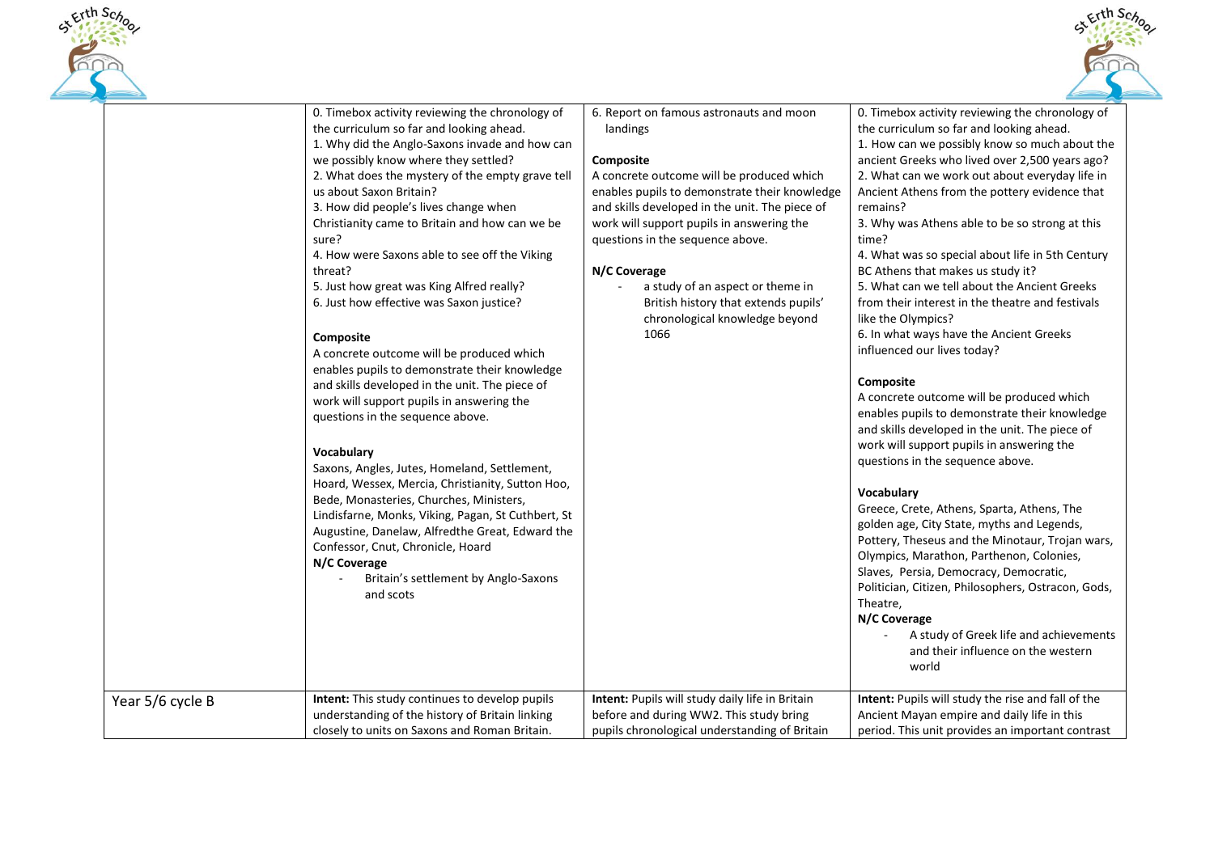| | | | |
|---|---|---|---|
| | 0. Timebox activity reviewing the chronology of the curriculum so far and looking ahead.<br>1. Why did the Anglo-Saxons invade and how can we possibly know where they settled?<br>2. What does the mystery of the empty grave tell us about Saxon Britain?<br>3. How did people's lives change when Christianity came to Britain and how can we be sure?<br>4. How were Saxons able to see off the Viking threat?<br>5. Just how great was King Alfred really?<br>6. Just how effective was Saxon justice?<br><br>**Composite**<br>A concrete outcome will be produced which enables pupils to demonstrate their knowledge and skills developed in the unit. The piece of work will support pupils in answering the questions in the sequence above.<br><br>**Vocabulary**<br>Saxons, Angles, Jutes, Homeland, Settlement, Hoard, Wessex, Mercia, Christianity, Sutton Hoo, Bede, Monasteries, Churches, Ministers, Lindisfarne, Monks, Viking, Pagan, St Cuthbert, St Augustine, Danelaw, Alfredthe Great, Edward the Confessor, Cnut, Chronicle, Hoard<br>**N/C Coverage**<br>- Britain's settlement by Anglo-Saxons and scots | 6. Report on famous astronauts and moon landings<br><br>**Composite**<br>A concrete outcome will be produced which enables pupils to demonstrate their knowledge and skills developed in the unit. The piece of work will support pupils in answering the questions in the sequence above.<br><br>**N/C Coverage**<br>- a study of an aspect or theme in British history that extends pupils' chronological knowledge beyond 1066 | 0. Timebox activity reviewing the chronology of the curriculum so far and looking ahead.<br>1. How can we possibly know so much about the ancient Greeks who lived over 2,500 years ago?<br>2. What can we work out about everyday life in Ancient Athens from the pottery evidence that remains?<br>3. Why was Athens able to be so strong at this time?<br>4. What was so special about life in 5th Century BC Athens that makes us study it?<br>5. What can we tell about the Ancient Greeks from their interest in the theatre and festivals like the Olympics?<br>6. In what ways have the Ancient Greeks influenced our lives today?<br><br>**Composite**<br>A concrete outcome will be produced which enables pupils to demonstrate their knowledge and skills developed in the unit. The piece of work will support pupils in answering the questions in the sequence above.<br><br>**Vocabulary**<br>Greece, Crete, Athens, Sparta, Athens, The golden age, City State, myths and Legends, Pottery, Theseus and the Minotaur, Trojan wars, Olympics, Marathon, Parthenon, Colonies, Slaves, Persia, Democracy, Democratic, Politician, Citizen, Philosophers, Ostracon, Gods, Theatre,<br>**N/C Coverage**<br>- A study of Greek life and achievements and their influence on the western world |
| Year 5/6 cycle B | **Intent:** This study continues to develop pupils understanding of the history of Britain linking closely to units on Saxons and Roman Britain. | **Intent:** Pupils will study daily life in Britain before and during WW2. This study bring pupils chronological understanding of Britain | **Intent:** Pupils will study the rise and fall of the Ancient Mayan empire and daily life in this period. This unit provides an important contrast |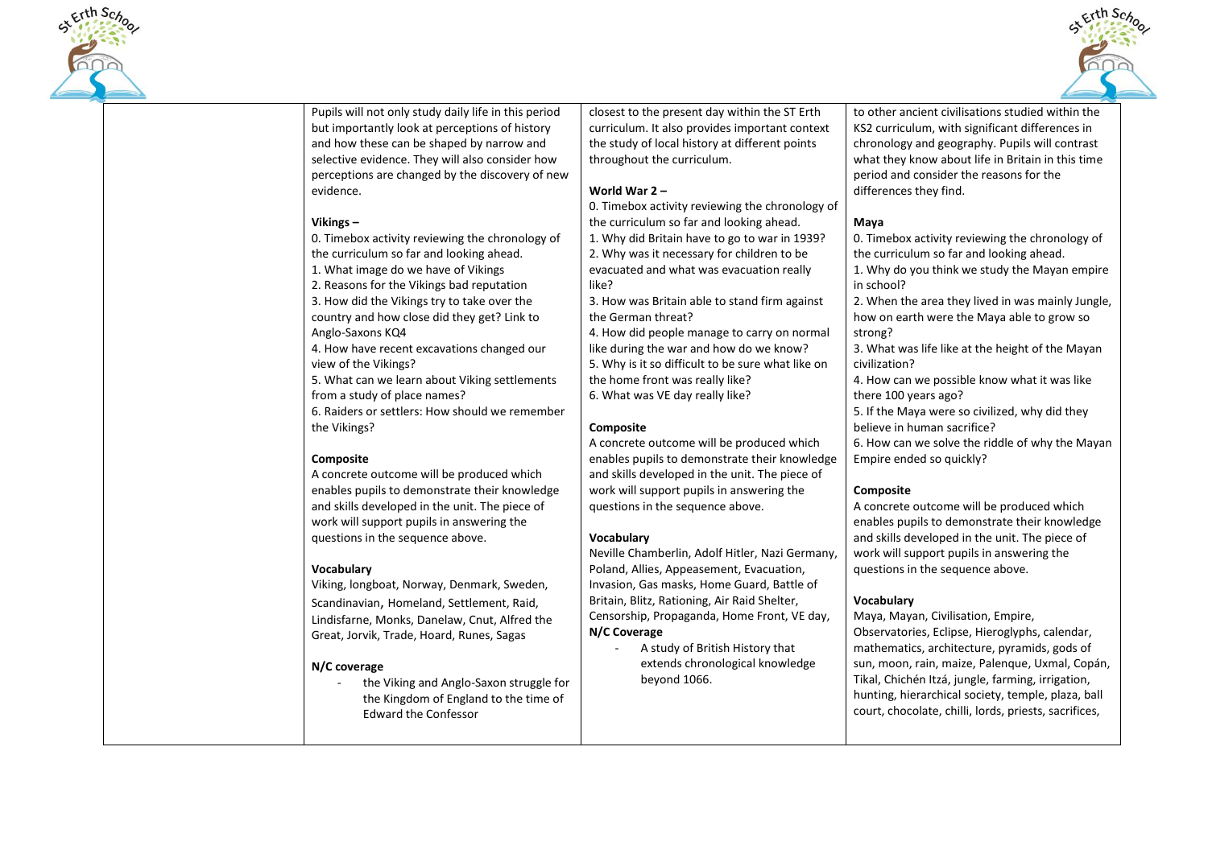| | | | |
|---|---|---|---|
| | Pupils will not only study daily life in this period but importantly look at perceptions of history and how these can be shaped by narrow and selective evidence. They will also consider how perceptions are changed by the discovery of new evidence.<br><br>**Vikings –**<br>0. Timebox activity reviewing the chronology of the curriculum so far and looking ahead.<br>1. What image do we have of Vikings<br>2. Reasons for the Vikings bad reputation<br>3. How did the Vikings try to take over the country and how close did they get? Link to Anglo-Saxons KQ4<br>4. How have recent excavations changed our view of the Vikings?<br>5. What can we learn about Viking settlements from a study of place names?<br>6. Raiders or settlers: How should we remember the Vikings?<br><br>**Composite**<br>A concrete outcome will be produced which enables pupils to demonstrate their knowledge and skills developed in the unit. The piece of work will support pupils in answering the questions in the sequence above.<br><br>**Vocabulary**<br>Viking, longboat, Norway, Denmark, Sweden, Scandinavian, Homeland, Settlement, Raid, Lindisfarne, Monks, Danelaw, Cnut, Alfred the Great, Jorvik, Trade, Hoard, Runes, Sagas<br><br>**N/C coverage**<br>- the Viking and Anglo-Saxon struggle for the Kingdom of England to the time of Edward the Confessor | closest to the present day within the ST Erth curriculum. It also provides important context the study of local history at different points throughout the curriculum.<br><br>**World War 2 –**<br>0. Timebox activity reviewing the chronology of the curriculum so far and looking ahead.<br>1. Why did Britain have to go to war in 1939?<br>2. Why was it necessary for children to be evacuated and what was evacuation really like?<br>3. How was Britain able to stand firm against the German threat?<br>4. How did people manage to carry on normal like during the war and how do we know?<br>5. Why is it so difficult to be sure what like on the home front was really like?<br>6. What was VE day really like?<br><br>**Composite**<br>A concrete outcome will be produced which enables pupils to demonstrate their knowledge and skills developed in the unit. The piece of work will support pupils in answering the questions in the sequence above.<br><br>**Vocabulary**<br>Neville Chamberlin, Adolf Hitler, Nazi Germany, Poland, Allies, Appeasement, Evacuation, Invasion, Gas masks, Home Guard, Battle of Britain, Blitz, Rationing, Air Raid Shelter, Censorship, Propaganda, Home Front, VE day,<br>**N/C Coverage**<br>- A study of British History that extends chronological knowledge beyond 1066. | to other ancient civilisations studied within the KS2 curriculum, with significant differences in chronology and geography. Pupils will contrast what they know about life in Britain in this time period and consider the reasons for the differences they find.<br><br>**Maya**<br>0. Timebox activity reviewing the chronology of the curriculum so far and looking ahead.<br>1. Why do you think we study the Mayan empire in school?<br>2. When the area they lived in was mainly Jungle, how on earth were the Maya able to grow so strong?<br>3. What was life like at the height of the Mayan civilization?<br>4. How can we possible know what it was like there 100 years ago?<br>5. If the Maya were so civilized, why did they believe in human sacrifice?<br>6. How can we solve the riddle of why the Mayan Empire ended so quickly?<br><br>**Composite**<br>A concrete outcome will be produced which enables pupils to demonstrate their knowledge and skills developed in the unit. The piece of work will support pupils in answering the questions in the sequence above.<br><br>**Vocabulary**<br>Maya, Mayan, Civilisation, Empire, Observatories, Eclipse, Hieroglyphs, calendar, mathematics, architecture, pyramids, gods of sun, moon, rain, maize, Palenque, Uxmal, Copán, Tikal, Chichén Itzá, jungle, farming, irrigation, hunting, hierarchical society, temple, plaza, ball court, chocolate, chilli, lords, priests, sacrifices, |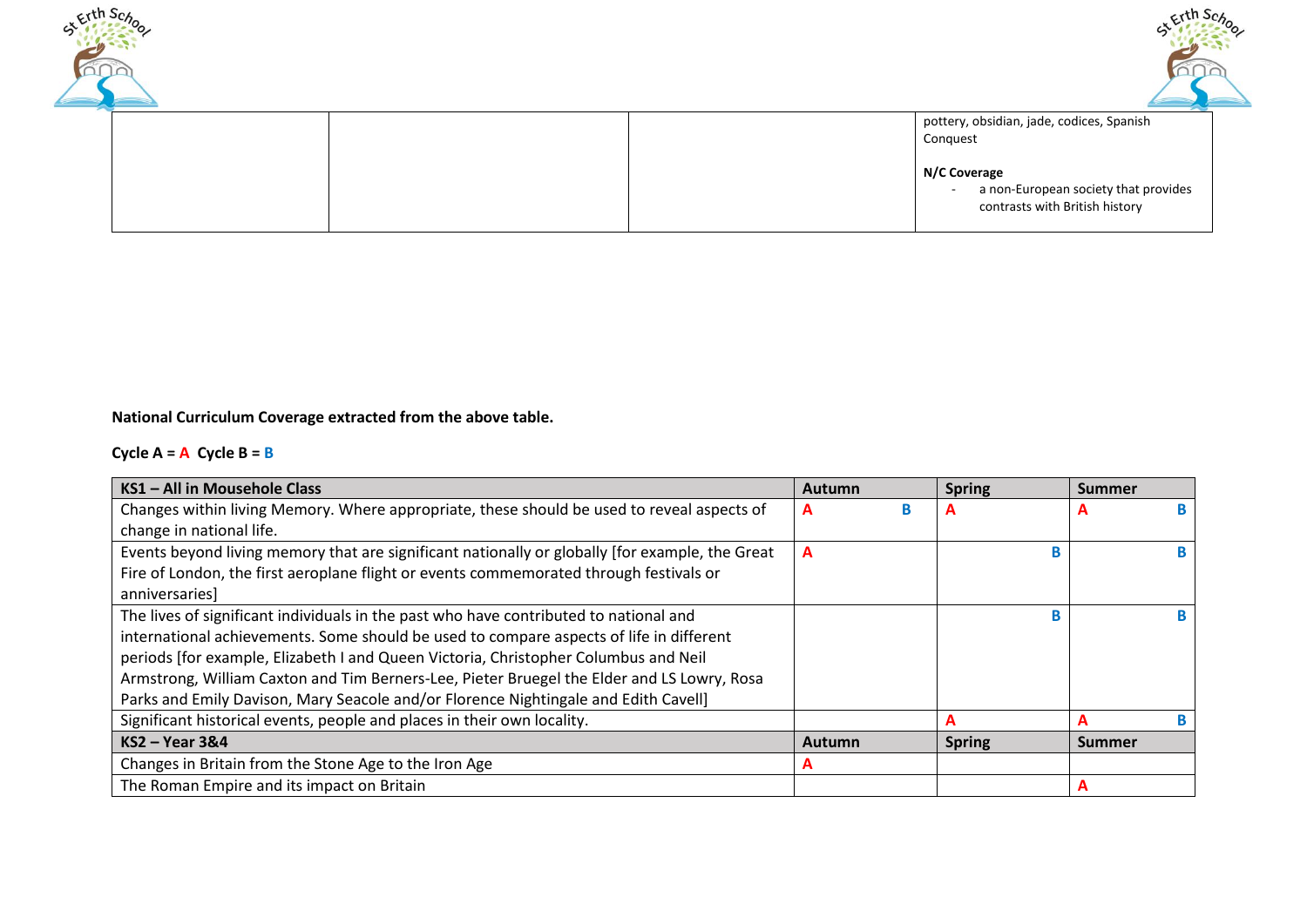| | | | pottery, obsidian, jade, codices, Spanish Conquest<br><br>**N/C Coverage**<br>- a non-European society that provides contrasts with British history |
|---|---|---|---|

**National Curriculum Coverage extracted from the above table.**

**Cycle A = A  Cycle B = B**

| KS1 – All in Mousehole Class | Autumn | Spring | Summer |
|---|---|---|---|
| Changes within living Memory. Where appropriate, these should be used to reveal aspects of change in national life. | A B | A | A B |
| Events beyond living memory that are significant nationally or globally [for example, the Great Fire of London, the first aeroplane flight or events commemorated through festivals or anniversaries] | A | B | B |
| The lives of significant individuals in the past who have contributed to national and international achievements. Some should be used to compare aspects of life in different periods [for example, Elizabeth I and Queen Victoria, Christopher Columbus and Neil Armstrong, William Caxton and Tim Berners-Lee, Pieter Bruegel the Elder and LS Lowry, Rosa Parks and Emily Davison, Mary Seacole and/or Florence Nightingale and Edith Cavell] | | B | B |
| Significant historical events, people and places in their own locality. | | A | A B |
| **KS2 – Year 3&4** | **Autumn** | **Spring** | **Summer** |
| Changes in Britain from the Stone Age to the Iron Age | A | | |
| The Roman Empire and its impact on Britain | | | A |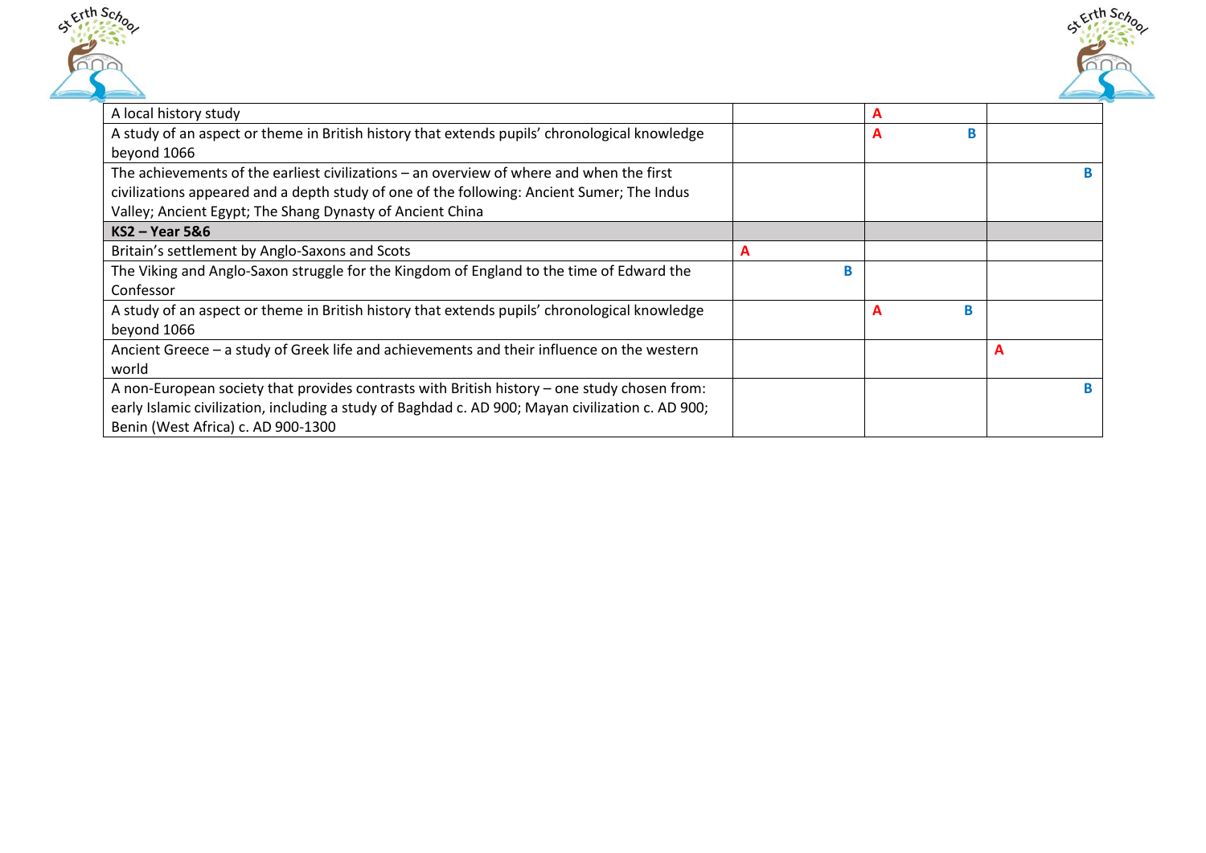| | | | |
|---|---|---|---|
| A local history study | | A | |
| A study of an aspect or theme in British history that extends pupils' chronological knowledge beyond 1066 | | A B | |
| The achievements of the earliest civilizations – an overview of where and when the first civilizations appeared and a depth study of one of the following: Ancient Sumer; The Indus Valley; Ancient Egypt; The Shang Dynasty of Ancient China | | | B |
| **KS2 – Year 5&6** | | | |
| Britain's settlement by Anglo-Saxons and Scots | A | | |
| The Viking and Anglo-Saxon struggle for the Kingdom of England to the time of Edward the Confessor | B | | |
| A study of an aspect or theme in British history that extends pupils' chronological knowledge beyond 1066 | | A B | |
| Ancient Greece – a study of Greek life and achievements and their influence on the western world | | | A |
| A non-European society that provides contrasts with British history – one study chosen from: early Islamic civilization, including a study of Baghdad c. AD 900; Mayan civilization c. AD 900; Benin (West Africa) c. AD 900-1300 | | | B |